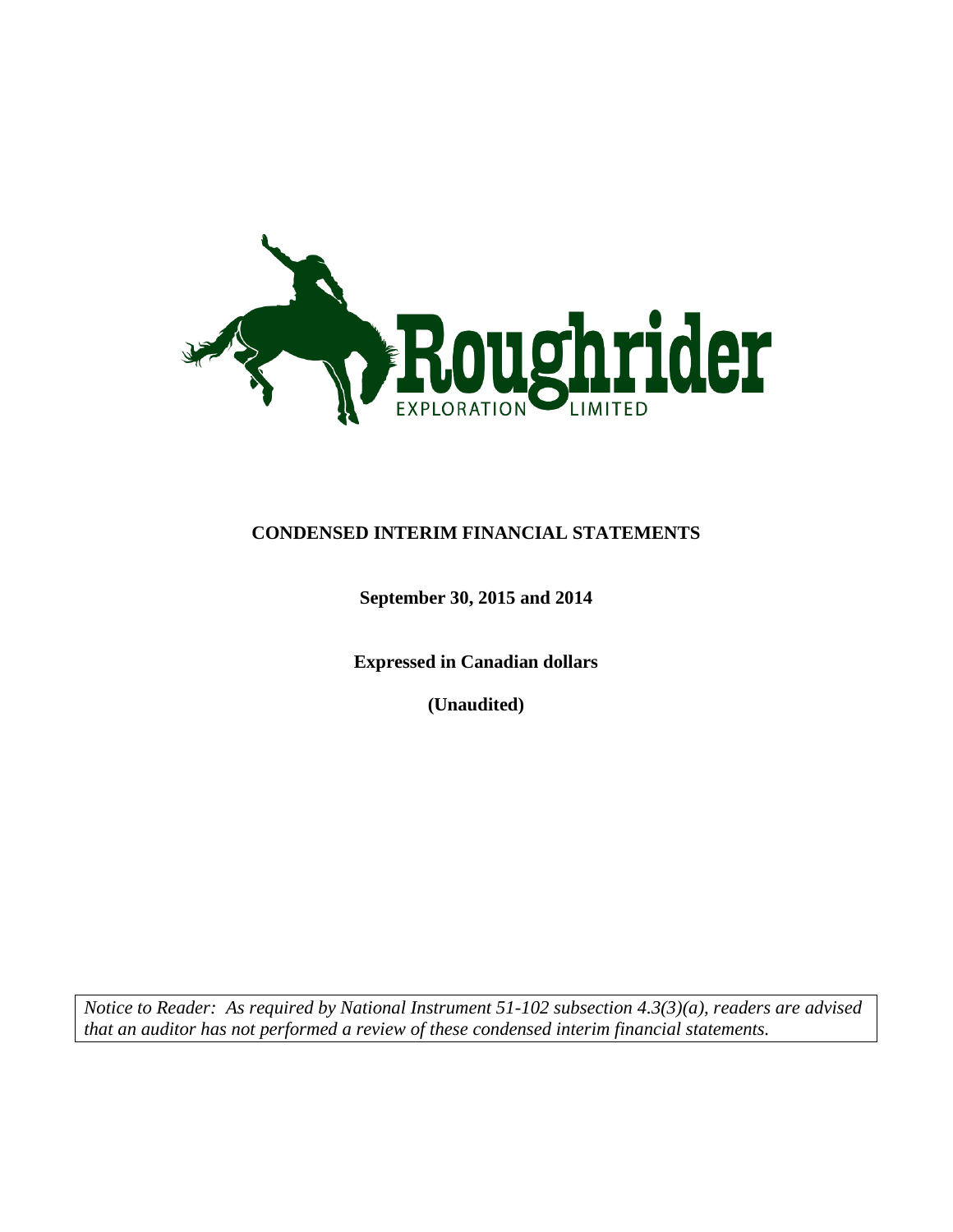Roughrider EXPLORATION LIMITED

# CONDENSED INTERIM FINANCIAL STATEMENTS

**September 30, 2015 and 2014**

**Expressed in Canadian dollars**

**(Unaudited)**

*Notice to Reader: As required by National Instrument 51-102 subsection 4.3(3)(a), readers are advised that an auditor has not performed a review of these condensed interim financial statements.*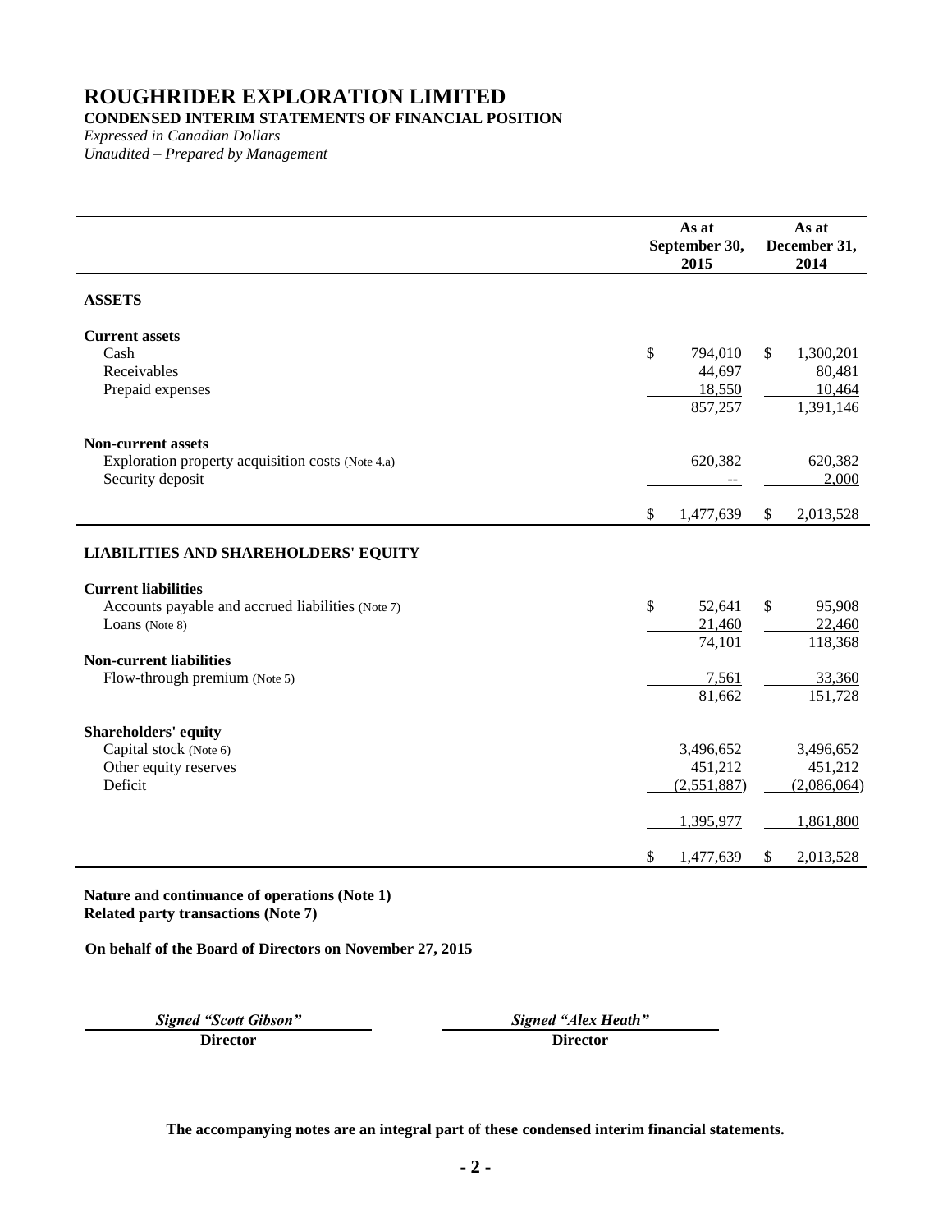# ROUGHRIDER EXPLORATION LIMITED

**CONDENSED INTERIM STATEMENTS OF FINANCIAL POSITION**

*Expressed in Canadian Dollars*

*Unaudited – Prepared by Management*

| | As at September 30, 2015 | As at December 31, 2014 |
|---|---|---|
| **ASSETS** | | |
| **Current assets** | | |
| Cash | $ 794,010 | $ 1,300,201 |
| Receivables | 44,697 | 80,481 |
| Prepaid expenses | 18,550 | 10,464 |
| | 857,257 | 1,391,146 |
| **Non-current assets** | | |
| Exploration property acquisition costs (Note 4.a) | 620,382 | 620,382 |
| Security deposit | -- | 2,000 |
| | $ 1,477,639 | $ 2,013,528 |
| **LIABILITIES AND SHAREHOLDERS' EQUITY** | | |
| **Current liabilities** | | |
| Accounts payable and accrued liabilities (Note 7) | $ 52,641 | $ 95,908 |
| Loans (Note 8) | 21,460 | 22,460 |
| | 74,101 | 118,368 |
| **Non-current liabilities** | | |
| Flow-through premium (Note 5) | 7,561 | 33,360 |
| | 81,662 | 151,728 |
| **Shareholders' equity** | | |
| Capital stock (Note 6) | 3,496,652 | 3,496,652 |
| Other equity reserves | 451,212 | 451,212 |
| Deficit | (2,551,887) | (2,086,064) |
| | 1,395,977 | 1,861,800 |
| | $ 1,477,639 | $ 2,013,528 |

**Nature and continuance of operations (Note 1)**
**Related party transactions (Note 7)**

**On behalf of the Board of Directors on November 27, 2015**

| *Signed "Scott Gibson"* | *Signed "Alex Heath"* |
|---|---|
| **Director** | **Director** |

**The accompanying notes are an integral part of these condensed interim financial statements.**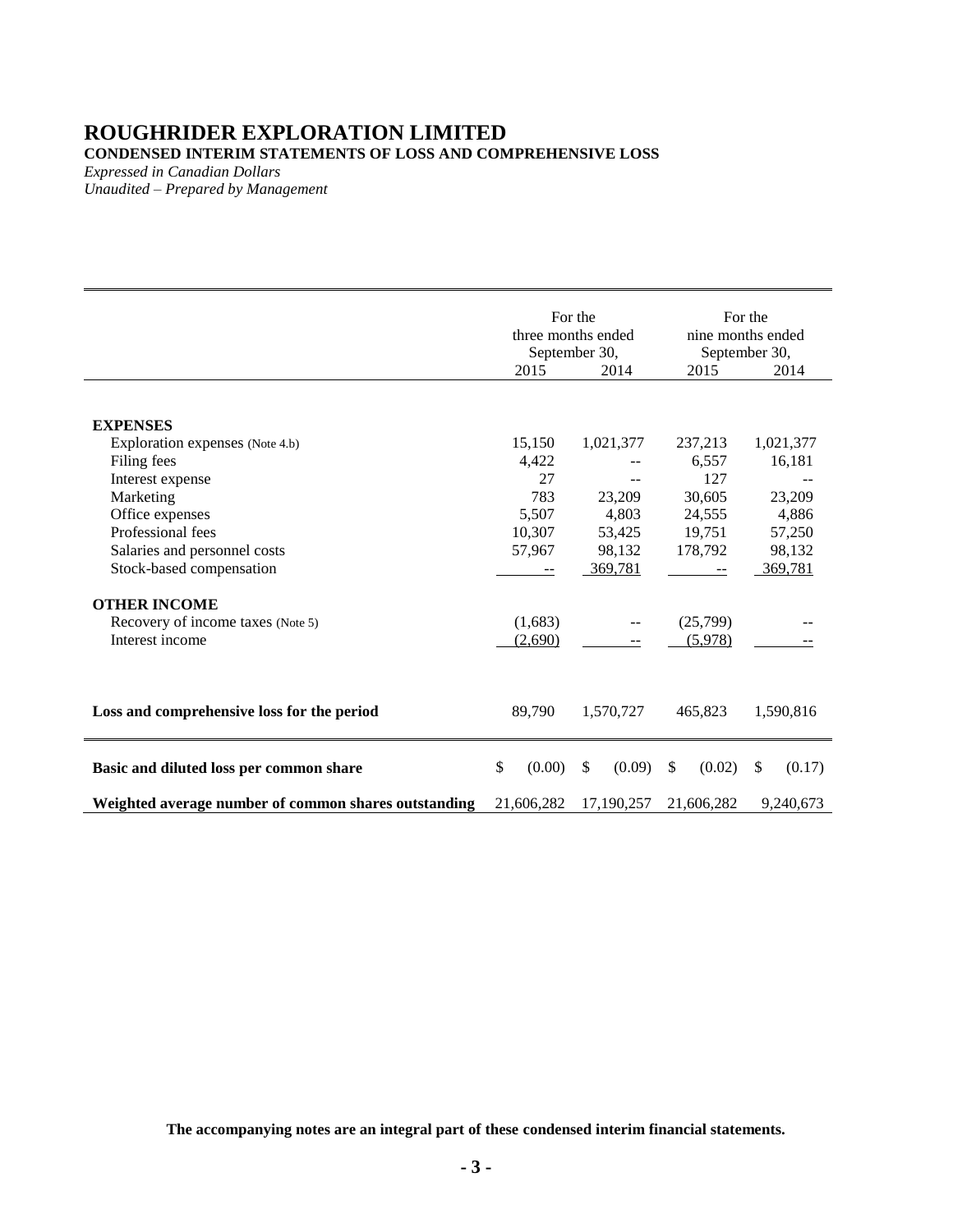# ROUGHRIDER EXPLORATION LIMITED

**CONDENSED INTERIM STATEMENTS OF LOSS AND COMPREHENSIVE LOSS**

*Expressed in Canadian Dollars*

*Unaudited – Prepared by Management*

| | For the three months ended September 30, | | For the nine months ended September 30, | |
|---|---|---|---|---|
| | 2015 | 2014 | 2015 | 2014 |
| **EXPENSES** | | | | |
| Exploration expenses (Note 4.b) | 15,150 | 1,021,377 | 237,213 | 1,021,377 |
| Filing fees | 4,422 | -- | 6,557 | 16,181 |
| Interest expense | 27 | -- | 127 | -- |
| Marketing | 783 | 23,209 | 30,605 | 23,209 |
| Office expenses | 5,507 | 4,803 | 24,555 | 4,886 |
| Professional fees | 10,307 | 53,425 | 19,751 | 57,250 |
| Salaries and personnel costs | 57,967 | 98,132 | 178,792 | 98,132 |
| Stock-based compensation | -- | 369,781 | -- | 369,781 |
| **OTHER INCOME** | | | | |
| Recovery of income taxes (Note 5) | (1,683) | -- | (25,799) | -- |
| Interest income | (2,690) | -- | (5,978) | -- |
| **Loss and comprehensive loss for the period** | 89,790 | 1,570,727 | 465,823 | 1,590,816 |
| **Basic and diluted loss per common share** | $ (0.00) | $ (0.09) | $ (0.02) | $ (0.17) |
| **Weighted average number of common shares outstanding** | 21,606,282 | 17,190,257 | 21,606,282 | 9,240,673 |

**The accompanying notes are an integral part of these condensed interim financial statements.**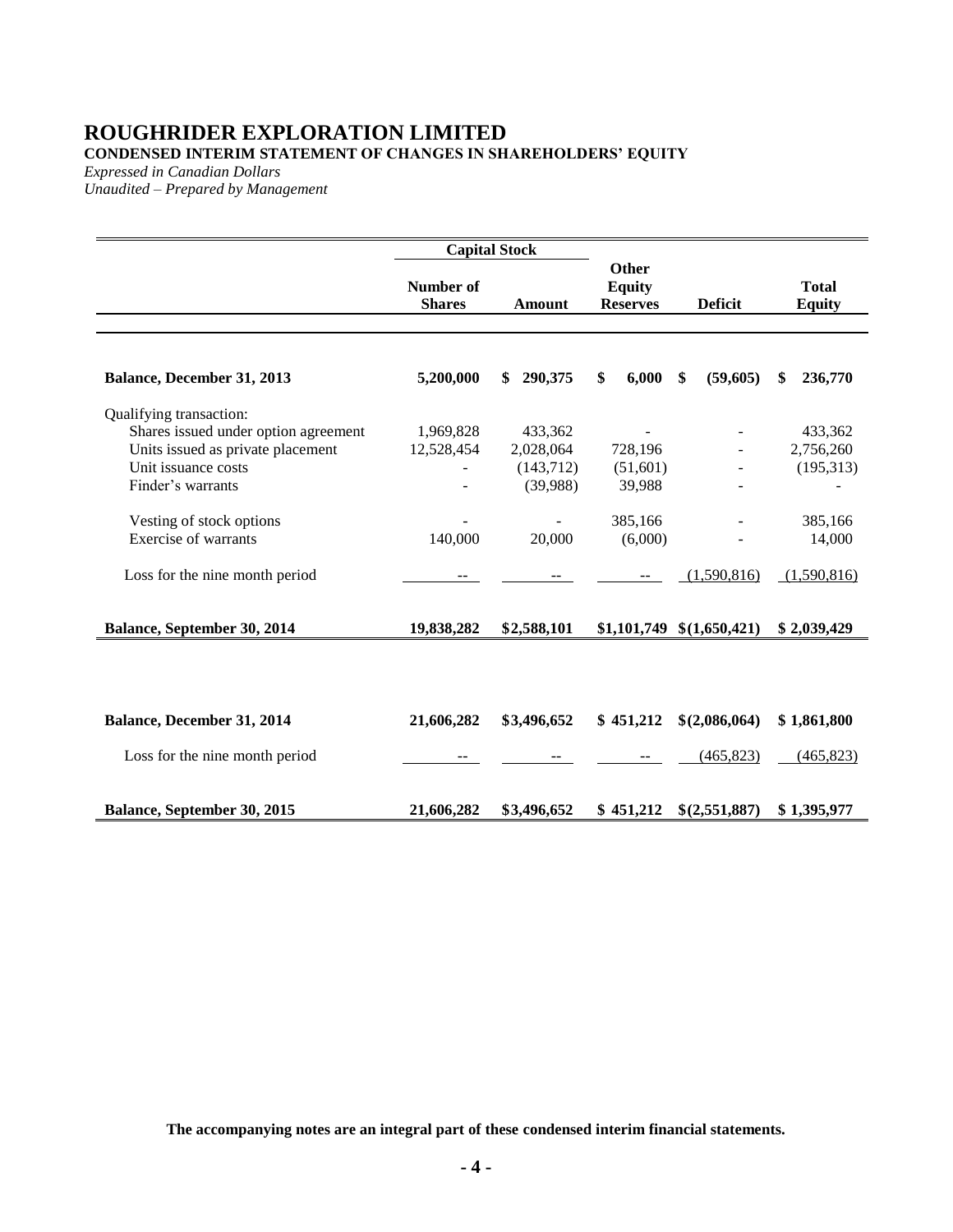# ROUGHRIDER EXPLORATION LIMITED

**CONDENSED INTERIM STATEMENT OF CHANGES IN SHAREHOLDERS' EQUITY**

*Expressed in Canadian Dollars*

*Unaudited – Prepared by Management*

| | Capital Stock | | | | |
|---|---|---|---|---|---|
| | **Number of Shares** | **Amount** | **Other Equity Reserves** | **Deficit** | **Total Equity** |
| **Balance, December 31, 2013** | **5,200,000** | **$ 290,375** | **$ 6,000** | **$ (59,605)** | **$ 236,770** |
| Qualifying transaction: | | | | | |
| Shares issued under option agreement | 1,969,828 | 433,362 | - | - | 433,362 |
| Units issued as private placement | 12,528,454 | 2,028,064 | 728,196 | - | 2,756,260 |
| Unit issuance costs | - | (143,712) | (51,601) | - | (195,313) |
| Finder's warrants | - | (39,988) | 39,988 | - | - |
| Vesting of stock options | - | - | 385,166 | - | 385,166 |
| Exercise of warrants | 140,000 | 20,000 | (6,000) | - | 14,000 |
| Loss for the nine month period | -- | -- | -- | (1,590,816) | (1,590,816) |
| **Balance, September 30, 2014** | **19,838,282** | **$2,588,101** | **$1,101,749** | **$(1,650,421)** | **$ 2,039,429** |
| | | | | | |
| **Balance, December 31, 2014** | **21,606,282** | **$3,496,652** | **$ 451,212** | **$(2,086,064)** | **$ 1,861,800** |
| Loss for the nine month period | -- | -- | -- | (465,823) | (465,823) |
| **Balance, September 30, 2015** | **21,606,282** | **$3,496,652** | **$ 451,212** | **$(2,551,887)** | **$ 1,395,977** |

**The accompanying notes are an integral part of these condensed interim financial statements.**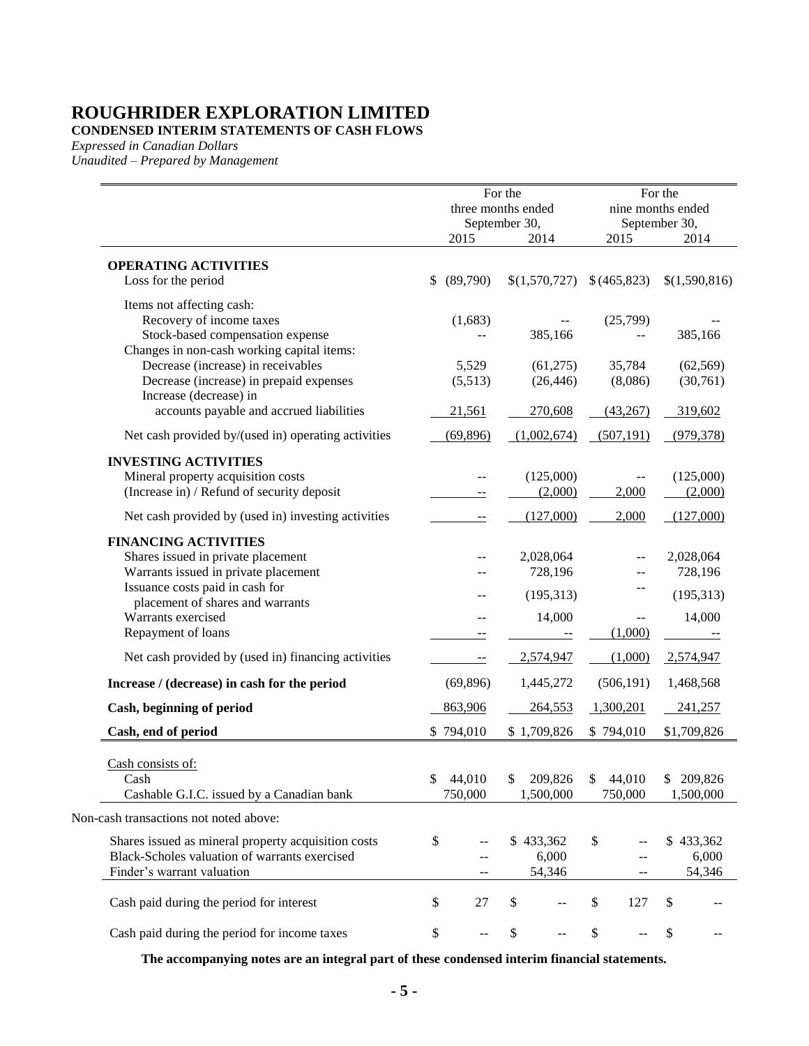# ROUGHRIDER EXPLORATION LIMITED

**CONDENSED INTERIM STATEMENTS OF CASH FLOWS**

*Expressed in Canadian Dollars*

*Unaudited – Prepared by Management*

| | For the three months ended September 30, | | For the nine months ended September 30, | |
|---|---|---|---|---|
| | 2015 | 2014 | 2015 | 2014 |
| **OPERATING ACTIVITIES** | | | | |
| Loss for the period | $ (89,790) | $(1,570,727) | $ (465,823) | $(1,590,816) |
| Items not affecting cash: | | | | |
| Recovery of income taxes | (1,683) | -- | (25,799) | -- |
| Stock-based compensation expense | -- | 385,166 | -- | 385,166 |
| Changes in non-cash working capital items: | | | | |
| Decrease (increase) in receivables | 5,529 | (61,275) | 35,784 | (62,569) |
| Decrease (increase) in prepaid expenses | (5,513) | (26,446) | (8,086) | (30,761) |
| Increase (decrease) in accounts payable and accrued liabilities | 21,561 | 270,608 | (43,267) | 319,602 |
| Net cash provided by/(used in) operating activities | (69,896) | (1,002,674) | (507,191) | (979,378) |
| **INVESTING ACTIVITIES** | | | | |
| Mineral property acquisition costs | -- | (125,000) | -- | (125,000) |
| (Increase in) / Refund of security deposit | -- | (2,000) | 2,000 | (2,000) |
| Net cash provided by (used in) investing activities | -- | (127,000) | 2,000 | (127,000) |
| **FINANCING ACTIVITIES** | | | | |
| Shares issued in private placement | -- | 2,028,064 | -- | 2,028,064 |
| Warrants issued in private placement | -- | 728,196 | -- | 728,196 |
| Issuance costs paid in cash for placement of shares and warrants | -- | (195,313) | -- | (195,313) |
| Warrants exercised | -- | 14,000 | -- | 14,000 |
| Repayment of loans | -- | -- | (1,000) | -- |
| Net cash provided by (used in) financing activities | -- | 2,574,947 | (1,000) | 2,574,947 |
| **Increase / (decrease) in cash for the period** | (69,896) | 1,445,272 | (506,191) | 1,468,568 |
| **Cash, beginning of period** | 863,906 | 264,553 | 1,300,201 | 241,257 |
| **Cash, end of period** | $ 794,010 | $ 1,709,826 | $ 794,010 | $1,709,826 |
| Cash consists of: | | | | |
| Cash | $ 44,010 | $ 209,826 | $ 44,010 | $ 209,826 |
| Cashable G.I.C. issued by a Canadian bank | 750,000 | 1,500,000 | 750,000 | 1,500,000 |
| Non-cash transactions not noted above: | | | | |
| Shares issued as mineral property acquisition costs | $ -- | $ 433,362 | $ -- | $ 433,362 |
| Black-Scholes valuation of warrants exercised | -- | 6,000 | -- | 6,000 |
| Finder's warrant valuation | -- | 54,346 | -- | 54,346 |
| Cash paid during the period for interest | $ 27 | $ -- | $ 127 | $ -- |
| Cash paid during the period for income taxes | $ -- | $ -- | $ -- | $ -- |

**The accompanying notes are an integral part of these condensed interim financial statements.**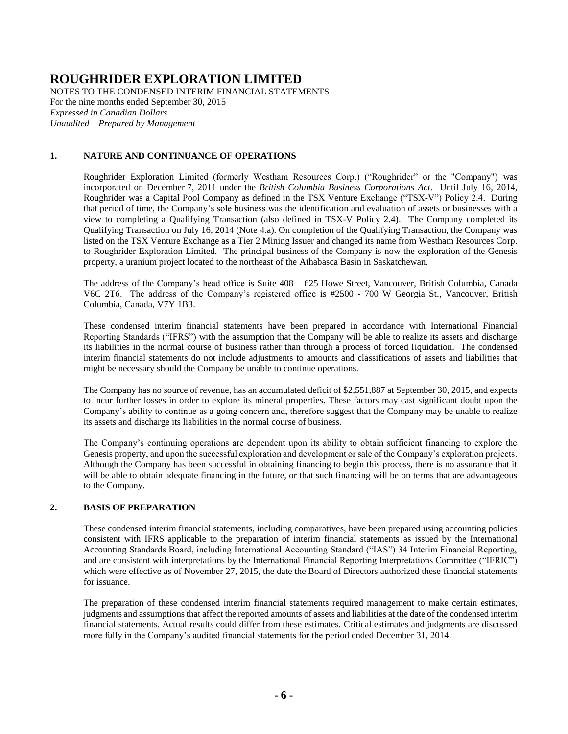# ROUGHRIDER EXPLORATION LIMITED

NOTES TO THE CONDENSED INTERIM FINANCIAL STATEMENTS
For the nine months ended September 30, 2015
*Expressed in Canadian Dollars*
*Unaudited – Prepared by Management*

## 1. NATURE AND CONTINUANCE OF OPERATIONS

Roughrider Exploration Limited (formerly Westham Resources Corp.) ("Roughrider" or the "Company") was incorporated on December 7, 2011 under the *British Columbia Business Corporations Act*. Until July 16, 2014, Roughrider was a Capital Pool Company as defined in the TSX Venture Exchange ("TSX-V") Policy 2.4. During that period of time, the Company's sole business was the identification and evaluation of assets or businesses with a view to completing a Qualifying Transaction (also defined in TSX-V Policy 2.4). The Company completed its Qualifying Transaction on July 16, 2014 (Note 4.a). On completion of the Qualifying Transaction, the Company was listed on the TSX Venture Exchange as a Tier 2 Mining Issuer and changed its name from Westham Resources Corp. to Roughrider Exploration Limited. The principal business of the Company is now the exploration of the Genesis property, a uranium project located to the northeast of the Athabasca Basin in Saskatchewan.

The address of the Company's head office is Suite 408 – 625 Howe Street, Vancouver, British Columbia, Canada V6C 2T6. The address of the Company's registered office is #2500 - 700 W Georgia St., Vancouver, British Columbia, Canada, V7Y 1B3.

These condensed interim financial statements have been prepared in accordance with International Financial Reporting Standards ("IFRS") with the assumption that the Company will be able to realize its assets and discharge its liabilities in the normal course of business rather than through a process of forced liquidation. The condensed interim financial statements do not include adjustments to amounts and classifications of assets and liabilities that might be necessary should the Company be unable to continue operations.

The Company has no source of revenue, has an accumulated deficit of $2,551,887 at September 30, 2015, and expects to incur further losses in order to explore its mineral properties. These factors may cast significant doubt upon the Company's ability to continue as a going concern and, therefore suggest that the Company may be unable to realize its assets and discharge its liabilities in the normal course of business.

The Company's continuing operations are dependent upon its ability to obtain sufficient financing to explore the Genesis property, and upon the successful exploration and development or sale of the Company's exploration projects. Although the Company has been successful in obtaining financing to begin this process, there is no assurance that it will be able to obtain adequate financing in the future, or that such financing will be on terms that are advantageous to the Company.

## 2. BASIS OF PREPARATION

These condensed interim financial statements, including comparatives, have been prepared using accounting policies consistent with IFRS applicable to the preparation of interim financial statements as issued by the International Accounting Standards Board, including International Accounting Standard ("IAS") 34 Interim Financial Reporting, and are consistent with interpretations by the International Financial Reporting Interpretations Committee ("IFRIC") which were effective as of November 27, 2015, the date the Board of Directors authorized these financial statements for issuance.

The preparation of these condensed interim financial statements required management to make certain estimates, judgments and assumptions that affect the reported amounts of assets and liabilities at the date of the condensed interim financial statements. Actual results could differ from these estimates. Critical estimates and judgments are discussed more fully in the Company's audited financial statements for the period ended December 31, 2014.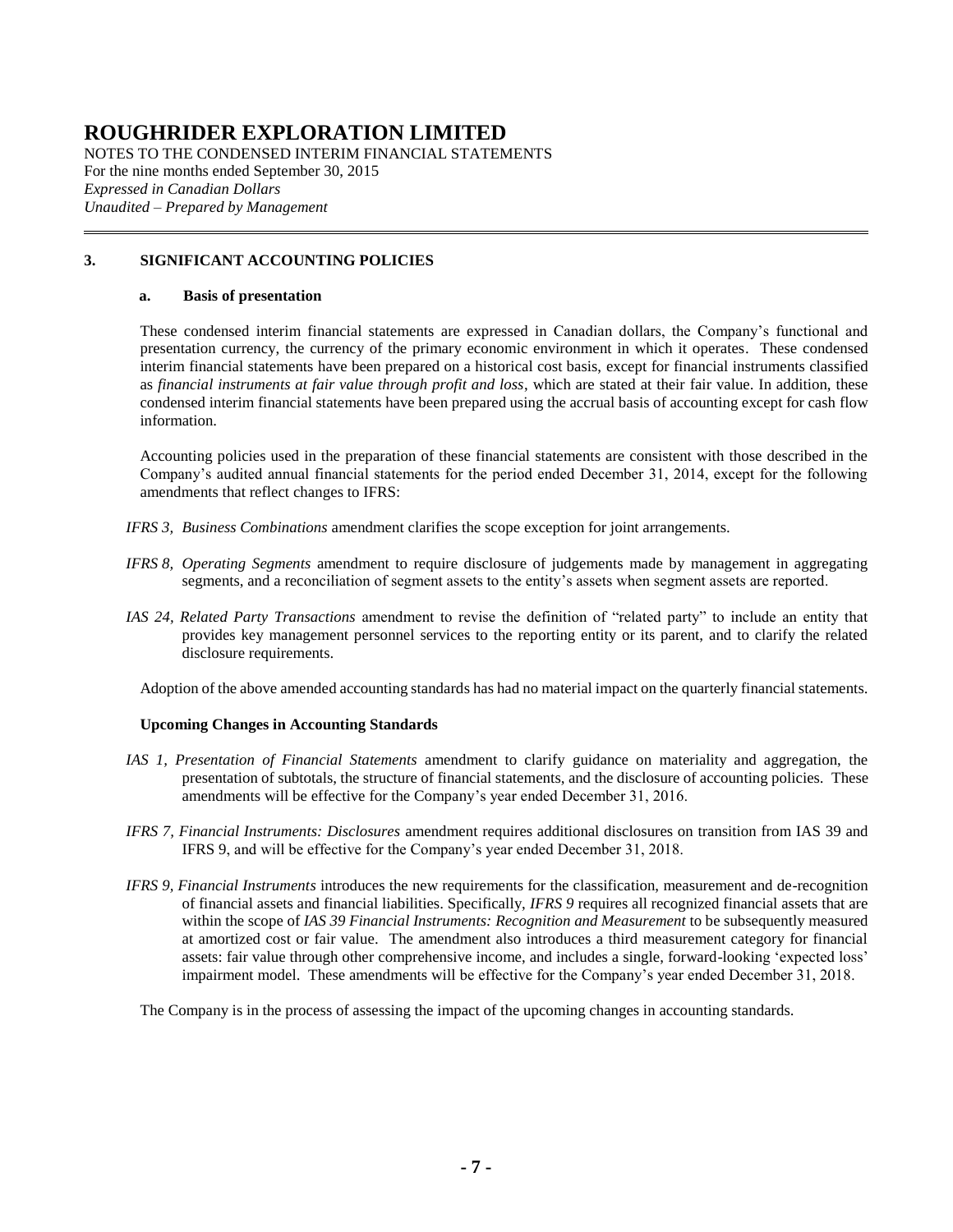## 3. SIGNIFICANT ACCOUNTING POLICIES

### a. Basis of presentation

These condensed interim financial statements are expressed in Canadian dollars, the Company's functional and presentation currency, the currency of the primary economic environment in which it operates. These condensed interim financial statements have been prepared on a historical cost basis, except for financial instruments classified as *financial instruments at fair value through profit and loss*, which are stated at their fair value. In addition, these condensed interim financial statements have been prepared using the accrual basis of accounting except for cash flow information.

Accounting policies used in the preparation of these financial statements are consistent with those described in the Company's audited annual financial statements for the period ended December 31, 2014, except for the following amendments that reflect changes to IFRS:

*IFRS 3, Business Combinations* amendment clarifies the scope exception for joint arrangements.

*IFRS 8, Operating Segments* amendment to require disclosure of judgements made by management in aggregating segments, and a reconciliation of segment assets to the entity's assets when segment assets are reported.

*IAS 24, Related Party Transactions* amendment to revise the definition of "related party" to include an entity that provides key management personnel services to the reporting entity or its parent, and to clarify the related disclosure requirements.

Adoption of the above amended accounting standards has had no material impact on the quarterly financial statements.

**Upcoming Changes in Accounting Standards**

*IAS 1, Presentation of Financial Statements* amendment to clarify guidance on materiality and aggregation, the presentation of subtotals, the structure of financial statements, and the disclosure of accounting policies. These amendments will be effective for the Company's year ended December 31, 2016.

*IFRS 7, Financial Instruments: Disclosures* amendment requires additional disclosures on transition from IAS 39 and IFRS 9, and will be effective for the Company's year ended December 31, 2018.

*IFRS 9, Financial Instruments* introduces the new requirements for the classification, measurement and de-recognition of financial assets and financial liabilities. Specifically, *IFRS 9* requires all recognized financial assets that are within the scope of *IAS 39 Financial Instruments: Recognition and Measurement* to be subsequently measured at amortized cost or fair value. The amendment also introduces a third measurement category for financial assets: fair value through other comprehensive income, and includes a single, forward-looking 'expected loss' impairment model. These amendments will be effective for the Company's year ended December 31, 2018.

The Company is in the process of assessing the impact of the upcoming changes in accounting standards.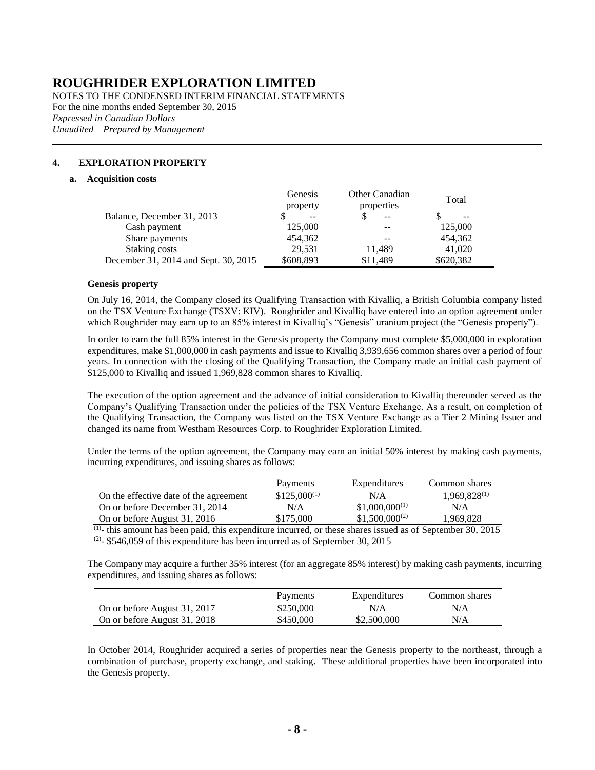# ROUGHRIDER EXPLORATION LIMITED

NOTES TO THE CONDENSED INTERIM FINANCIAL STATEMENTS
For the nine months ended September 30, 2015
*Expressed in Canadian Dollars*
*Unaudited – Prepared by Management*

## 4. EXPLORATION PROPERTY

### a. Acquisition costs

| | Genesis property | Other Canadian properties | Total |
|---|---|---|---|
| Balance, December 31, 2013 | $ -- | $ -- | $ -- |
| Cash payment | 125,000 | -- | 125,000 |
| Share payments | 454,362 | -- | 454,362 |
| Staking costs | 29,531 | 11,489 | 41,020 |
| December 31, 2014 and Sept. 30, 2015 | $608,893 | $11,489 | $620,382 |

**Genesis property**

On July 16, 2014, the Company closed its Qualifying Transaction with Kivalliq, a British Columbia company listed on the TSX Venture Exchange (TSXV: KIV). Roughrider and Kivalliq have entered into an option agreement under which Roughrider may earn up to an 85% interest in Kivalliq's "Genesis" uranium project (the "Genesis property").

In order to earn the full 85% interest in the Genesis property the Company must complete $5,000,000 in exploration expenditures, make $1,000,000 in cash payments and issue to Kivalliq 3,939,656 common shares over a period of four years. In connection with the closing of the Qualifying Transaction, the Company made an initial cash payment of $125,000 to Kivalliq and issued 1,969,828 common shares to Kivalliq.

The execution of the option agreement and the advance of initial consideration to Kivalliq thereunder served as the Company's Qualifying Transaction under the policies of the TSX Venture Exchange. As a result, on completion of the Qualifying Transaction, the Company was listed on the TSX Venture Exchange as a Tier 2 Mining Issuer and changed its name from Westham Resources Corp. to Roughrider Exploration Limited.

Under the terms of the option agreement, the Company may earn an initial 50% interest by making cash payments, incurring expenditures, and issuing shares as follows:

| | Payments | Expenditures | Common shares |
|---|---|---|---|
| On the effective date of the agreement | $125,000(1) | N/A | 1,969,828(1) |
| On or before December 31, 2014 | N/A | $1,000,000(1) | N/A |
| On or before August 31, 2016 | $175,000 | $1,500,000(2) | 1,969,828 |

(1)- this amount has been paid, this expenditure incurred, or these shares issued as of September 30, 2015
(2)- $546,059 of this expenditure has been incurred as of September 30, 2015

The Company may acquire a further 35% interest (for an aggregate 85% interest) by making cash payments, incurring expenditures, and issuing shares as follows:

| | Payments | Expenditures | Common shares |
|---|---|---|---|
| On or before August 31, 2017 | $250,000 | N/A | N/A |
| On or before August 31, 2018 | $450,000 | $2,500,000 | N/A |

In October 2014, Roughrider acquired a series of properties near the Genesis property to the northeast, through a combination of purchase, property exchange, and staking. These additional properties have been incorporated into the Genesis property.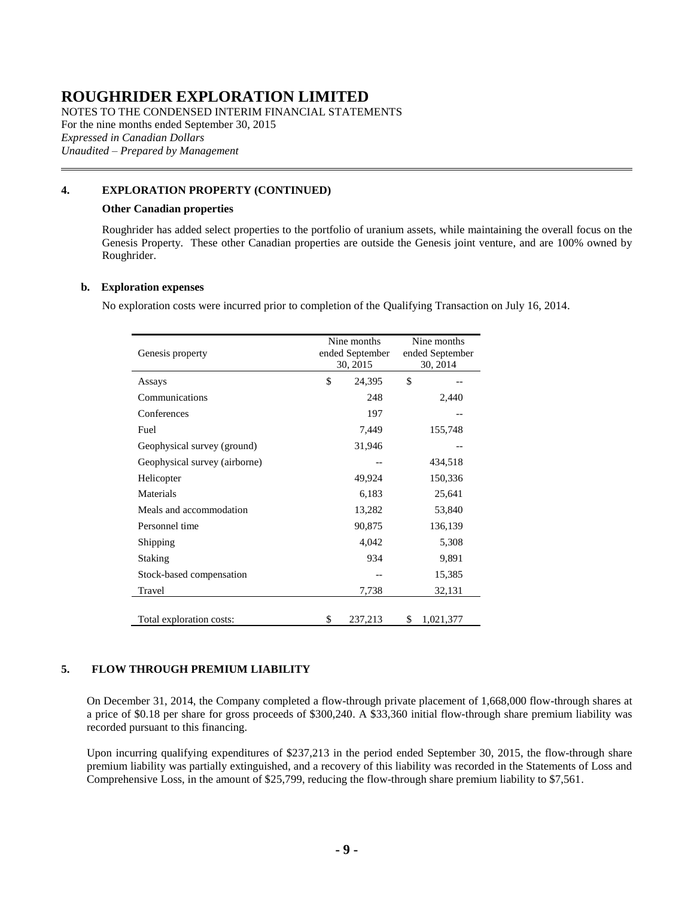# ROUGHRIDER EXPLORATION LIMITED

NOTES TO THE CONDENSED INTERIM FINANCIAL STATEMENTS
For the nine months ended September 30, 2015
*Expressed in Canadian Dollars*
*Unaudited – Prepared by Management*

## 4. EXPLORATION PROPERTY (CONTINUED)

**Other Canadian properties**

Roughrider has added select properties to the portfolio of uranium assets, while maintaining the overall focus on the Genesis Property. These other Canadian properties are outside the Genesis joint venture, and are 100% owned by Roughrider.

**b. Exploration expenses**

No exploration costs were incurred prior to completion of the Qualifying Transaction on July 16, 2014.

| Genesis property | Nine months ended September 30, 2015 | Nine months ended September 30, 2014 |
|---|---|---|
| Assays | $ 24,395 | $ -- |
| Communications | 248 | 2,440 |
| Conferences | 197 | -- |
| Fuel | 7,449 | 155,748 |
| Geophysical survey (ground) | 31,946 | -- |
| Geophysical survey (airborne) | -- | 434,518 |
| Helicopter | 49,924 | 150,336 |
| Materials | 6,183 | 25,641 |
| Meals and accommodation | 13,282 | 53,840 |
| Personnel time | 90,875 | 136,139 |
| Shipping | 4,042 | 5,308 |
| Staking | 934 | 9,891 |
| Stock-based compensation | -- | 15,385 |
| Travel | 7,738 | 32,131 |
| Total exploration costs: | $ 237,213 | $ 1,021,377 |

## 5. FLOW THROUGH PREMIUM LIABILITY

On December 31, 2014, the Company completed a flow-through private placement of 1,668,000 flow-through shares at a price of $0.18 per share for gross proceeds of $300,240. A $33,360 initial flow-through share premium liability was recorded pursuant to this financing.

Upon incurring qualifying expenditures of $237,213 in the period ended September 30, 2015, the flow-through share premium liability was partially extinguished, and a recovery of this liability was recorded in the Statements of Loss and Comprehensive Loss, in the amount of $25,799, reducing the flow-through share premium liability to $7,561.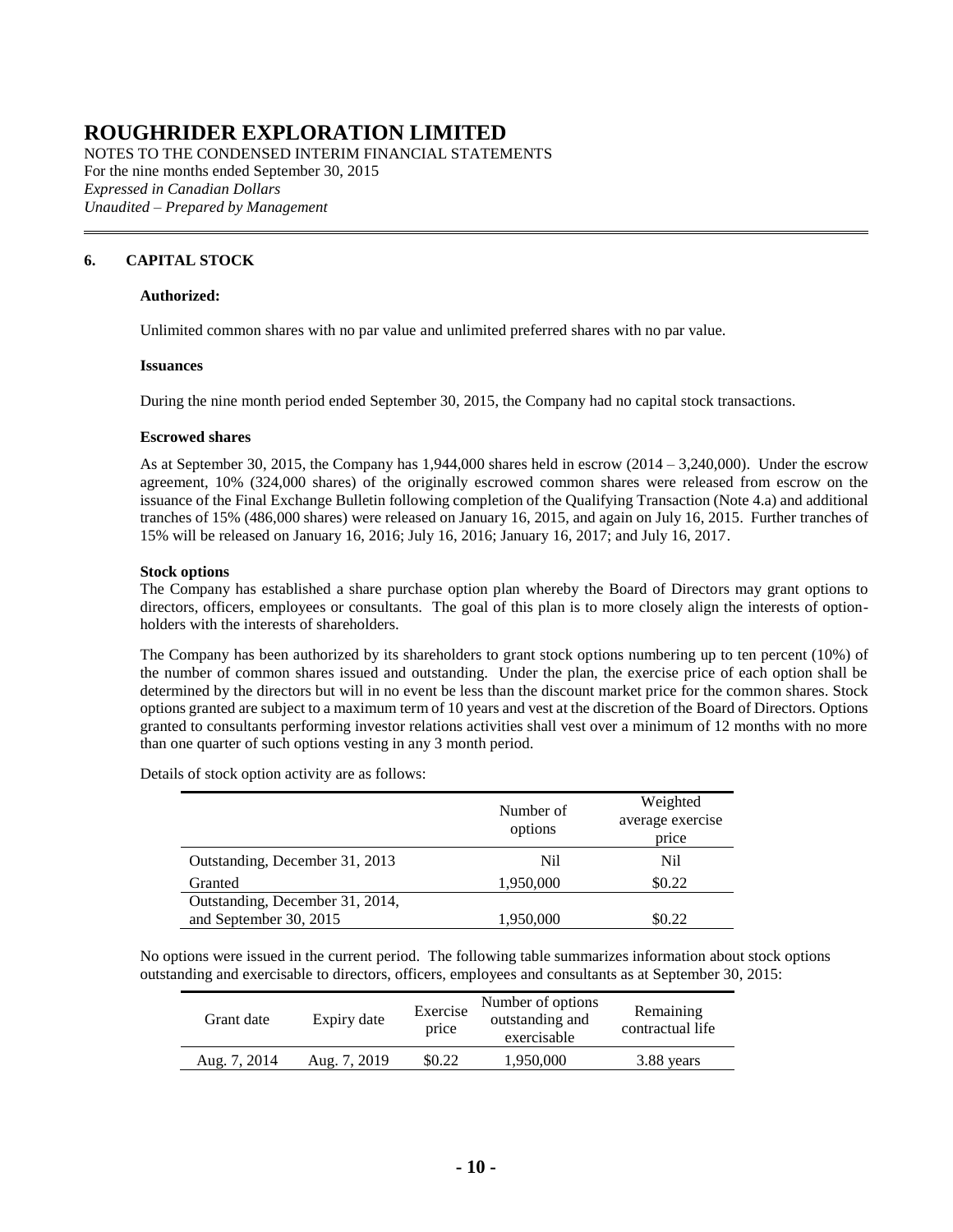# ROUGHRIDER EXPLORATION LIMITED

NOTES TO THE CONDENSED INTERIM FINANCIAL STATEMENTS
For the nine months ended September 30, 2015
*Expressed in Canadian Dollars*
*Unaudited – Prepared by Management*

## 6. CAPITAL STOCK

**Authorized:**

Unlimited common shares with no par value and unlimited preferred shares with no par value.

**Issuances**

During the nine month period ended September 30, 2015, the Company had no capital stock transactions.

**Escrowed shares**

As at September 30, 2015, the Company has 1,944,000 shares held in escrow (2014 – 3,240,000). Under the escrow agreement, 10% (324,000 shares) of the originally escrowed common shares were released from escrow on the issuance of the Final Exchange Bulletin following completion of the Qualifying Transaction (Note 4.a) and additional tranches of 15% (486,000 shares) were released on January 16, 2015, and again on July 16, 2015. Further tranches of 15% will be released on January 16, 2016; July 16, 2016; January 16, 2017; and July 16, 2017.

**Stock options**

The Company has established a share purchase option plan whereby the Board of Directors may grant options to directors, officers, employees or consultants. The goal of this plan is to more closely align the interests of option-holders with the interests of shareholders.

The Company has been authorized by its shareholders to grant stock options numbering up to ten percent (10%) of the number of common shares issued and outstanding. Under the plan, the exercise price of each option shall be determined by the directors but will in no event be less than the discount market price for the common shares. Stock options granted are subject to a maximum term of 10 years and vest at the discretion of the Board of Directors. Options granted to consultants performing investor relations activities shall vest over a minimum of 12 months with no more than one quarter of such options vesting in any 3 month period.

Details of stock option activity are as follows:

| | Number of options | Weighted average exercise price |
|---|---|---|
| Outstanding, December 31, 2013 | Nil | Nil |
| Granted | 1,950,000 | $0.22 |
| Outstanding, December 31, 2014, and September 30, 2015 | 1,950,000 | $0.22 |

No options were issued in the current period. The following table summarizes information about stock options outstanding and exercisable to directors, officers, employees and consultants as at September 30, 2015:

| Grant date | Expiry date | Exercise price | Number of options outstanding and exercisable | Remaining contractual life |
|---|---|---|---|---|
| Aug. 7, 2014 | Aug. 7, 2019 | $0.22 | 1,950,000 | 3.88 years |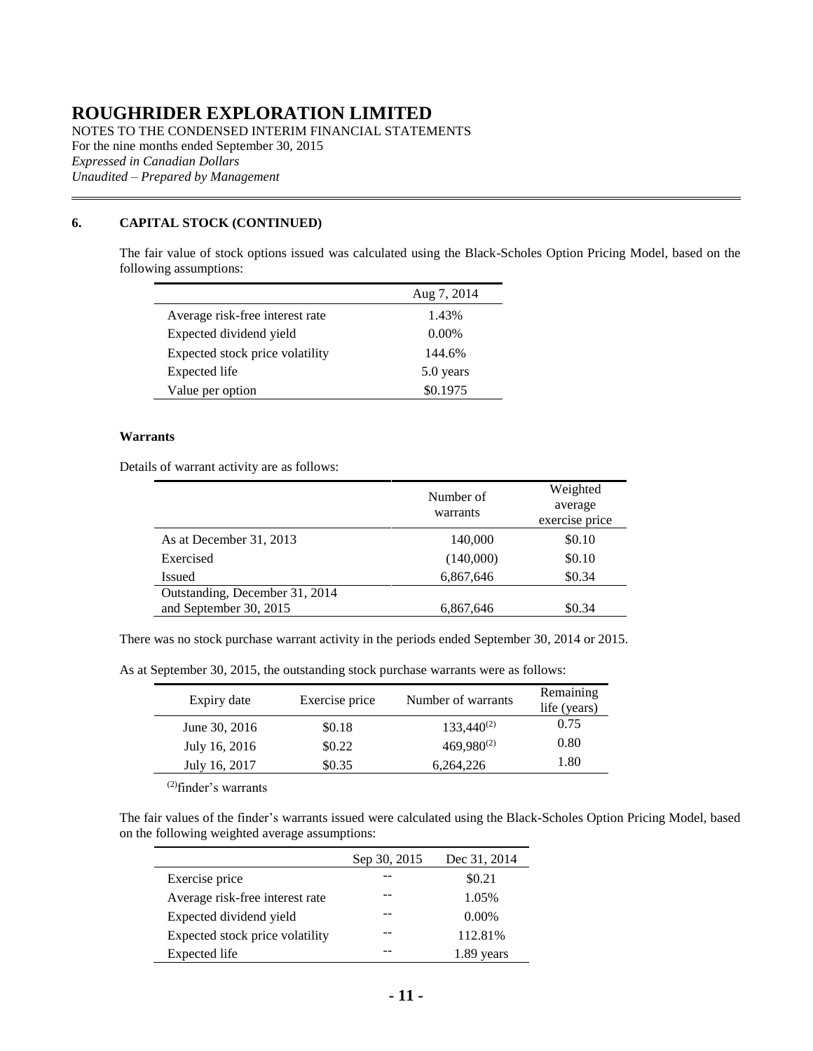# ROUGHRIDER EXPLORATION LIMITED

NOTES TO THE CONDENSED INTERIM FINANCIAL STATEMENTS
For the nine months ended September 30, 2015
*Expressed in Canadian Dollars*
*Unaudited – Prepared by Management*

## 6. CAPITAL STOCK (CONTINUED)

The fair value of stock options issued was calculated using the Black-Scholes Option Pricing Model, based on the following assumptions:

| | Aug 7, 2014 |
|---|---|
| Average risk-free interest rate | 1.43% |
| Expected dividend yield | 0.00% |
| Expected stock price volatility | 144.6% |
| Expected life | 5.0 years |
| Value per option | $0.1975 |

**Warrants**

Details of warrant activity are as follows:

| | Number of warrants | Weighted average exercise price |
|---|---|---|
| As at December 31, 2013 | 140,000 | $0.10 |
| Exercised | (140,000) | $0.10 |
| Issued | 6,867,646 | $0.34 |
| Outstanding, December 31, 2014 and September 30, 2015 | 6,867,646 | $0.34 |

There was no stock purchase warrant activity in the periods ended September 30, 2014 or 2015.

As at September 30, 2015, the outstanding stock purchase warrants were as follows:

| Expiry date | Exercise price | Number of warrants | Remaining life (years) |
|---|---|---|---|
| June 30, 2016 | $0.18 | 133,440[(2)] | 0.75 |
| July 16, 2016 | $0.22 | 469,980[(2)] | 0.80 |
| July 16, 2017 | $0.35 | 6,264,226 | 1.80 |

[(2)]finder's warrants

The fair values of the finder's warrants issued were calculated using the Black-Scholes Option Pricing Model, based on the following weighted average assumptions:

| | Sep 30, 2015 | Dec 31, 2014 |
|---|---|---|
| Exercise price | -- | $0.21 |
| Average risk-free interest rate | -- | 1.05% |
| Expected dividend yield | -- | 0.00% |
| Expected stock price volatility | -- | 112.81% |
| Expected life | -- | 1.89 years |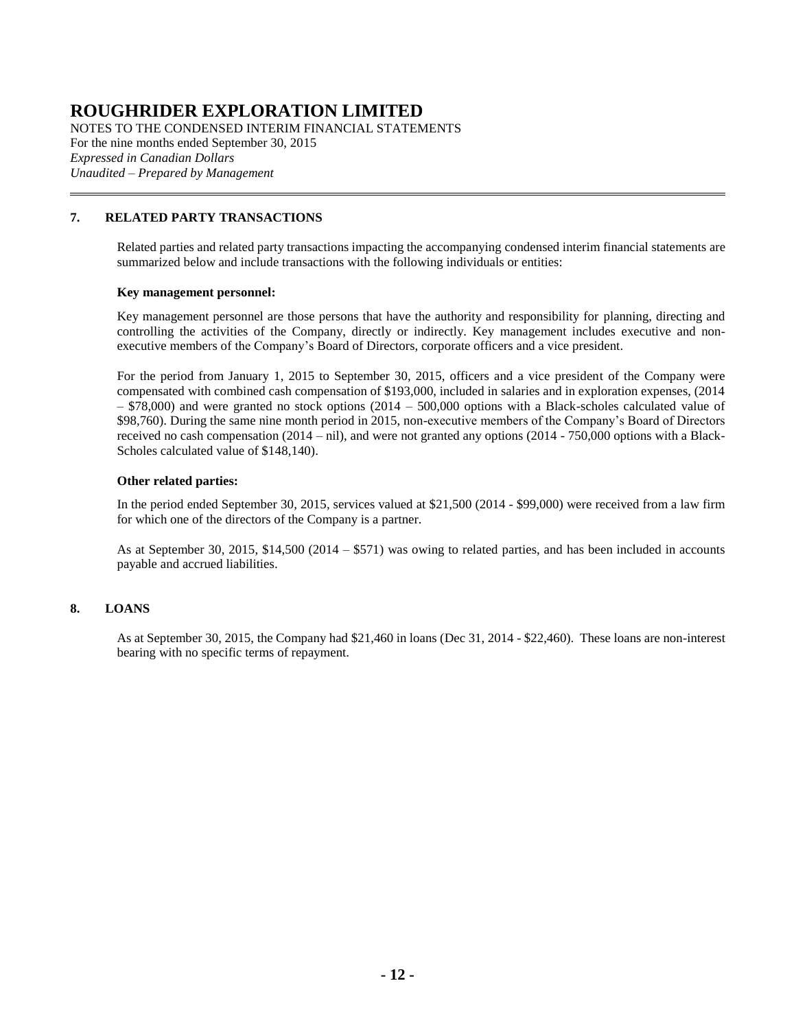# ROUGHRIDER EXPLORATION LIMITED

NOTES TO THE CONDENSED INTERIM FINANCIAL STATEMENTS
For the nine months ended September 30, 2015
*Expressed in Canadian Dollars*
*Unaudited – Prepared by Management*

## 7. RELATED PARTY TRANSACTIONS

Related parties and related party transactions impacting the accompanying condensed interim financial statements are summarized below and include transactions with the following individuals or entities:

**Key management personnel:**

Key management personnel are those persons that have the authority and responsibility for planning, directing and controlling the activities of the Company, directly or indirectly. Key management includes executive and non-executive members of the Company's Board of Directors, corporate officers and a vice president.

For the period from January 1, 2015 to September 30, 2015, officers and a vice president of the Company were compensated with combined cash compensation of $193,000, included in salaries and in exploration expenses, (2014 – $78,000) and were granted no stock options (2014 – 500,000 options with a Black-scholes calculated value of $98,760). During the same nine month period in 2015, non-executive members of the Company's Board of Directors received no cash compensation (2014 – nil), and were not granted any options (2014 - 750,000 options with a Black-Scholes calculated value of $148,140).

**Other related parties:**

In the period ended September 30, 2015, services valued at $21,500 (2014 - $99,000) were received from a law firm for which one of the directors of the Company is a partner.

As at September 30, 2015, $14,500 (2014 – $571) was owing to related parties, and has been included in accounts payable and accrued liabilities.

## 8. LOANS

As at September 30, 2015, the Company had $21,460 in loans (Dec 31, 2014 - $22,460). These loans are non-interest bearing with no specific terms of repayment.